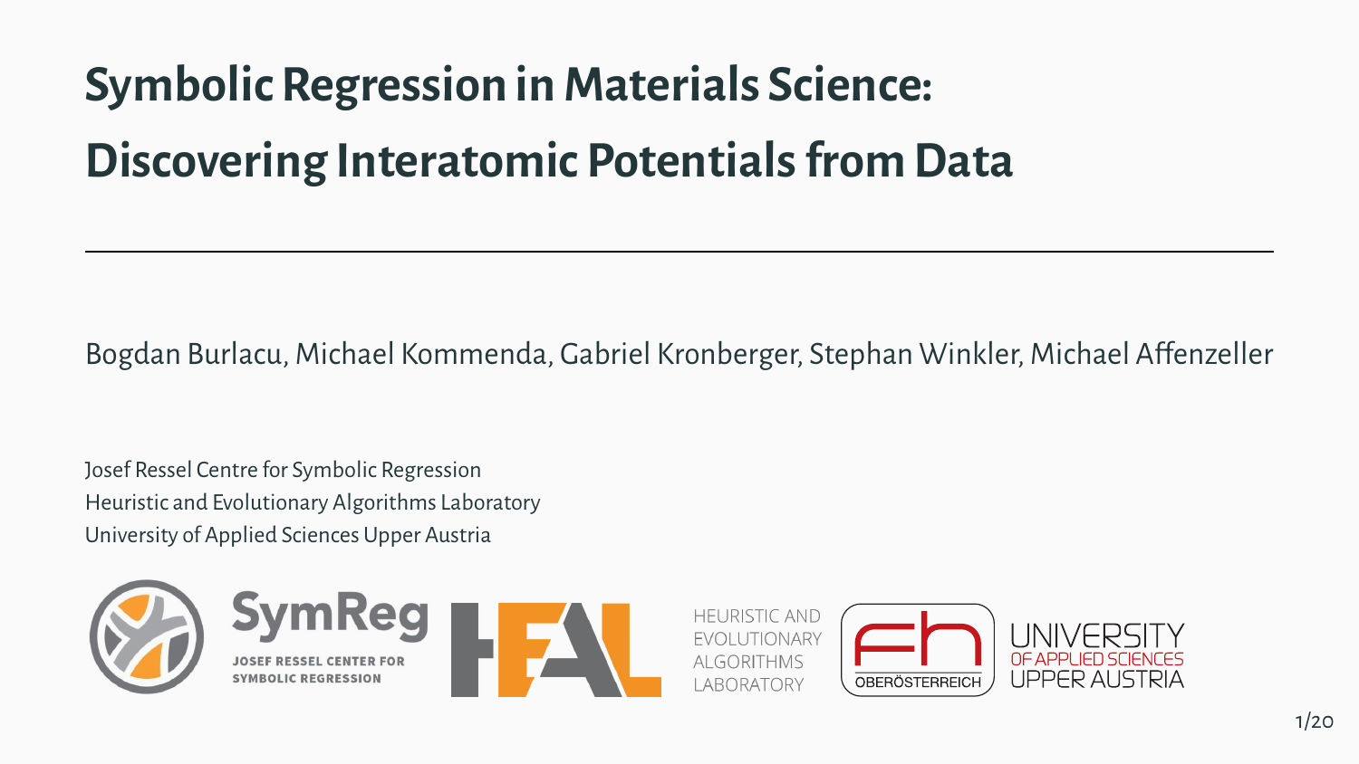# Symbolic Regression in Materials Science: Discovering Interatomic Potentials from Data

Bogdan Burlacu, Michael Kommenda, Gabriel Kronberger, Stephan Winkler, Michael Affenzeller

Josef Ressel Centre for Symbolic Regression
Heuristic and Evolutionary Algorithms Laboratory
University of Applied Sciences Upper Austria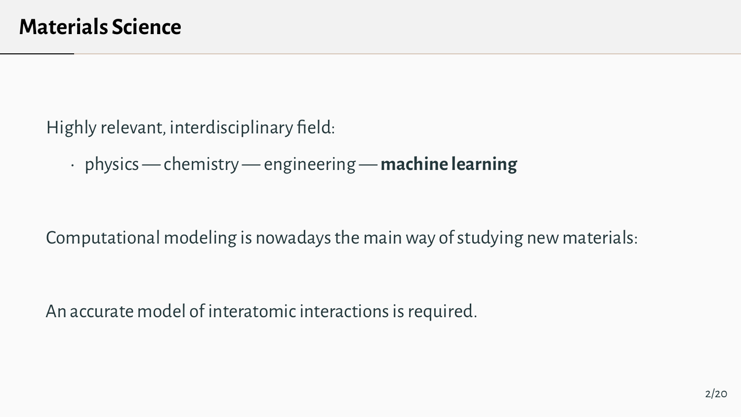# Materials Science

Highly relevant, interdisciplinary field:

- physics — chemistry — engineering — **machine learning**

Computational modeling is nowadays the main way of studying new materials:

An accurate model of interatomic interactions is required.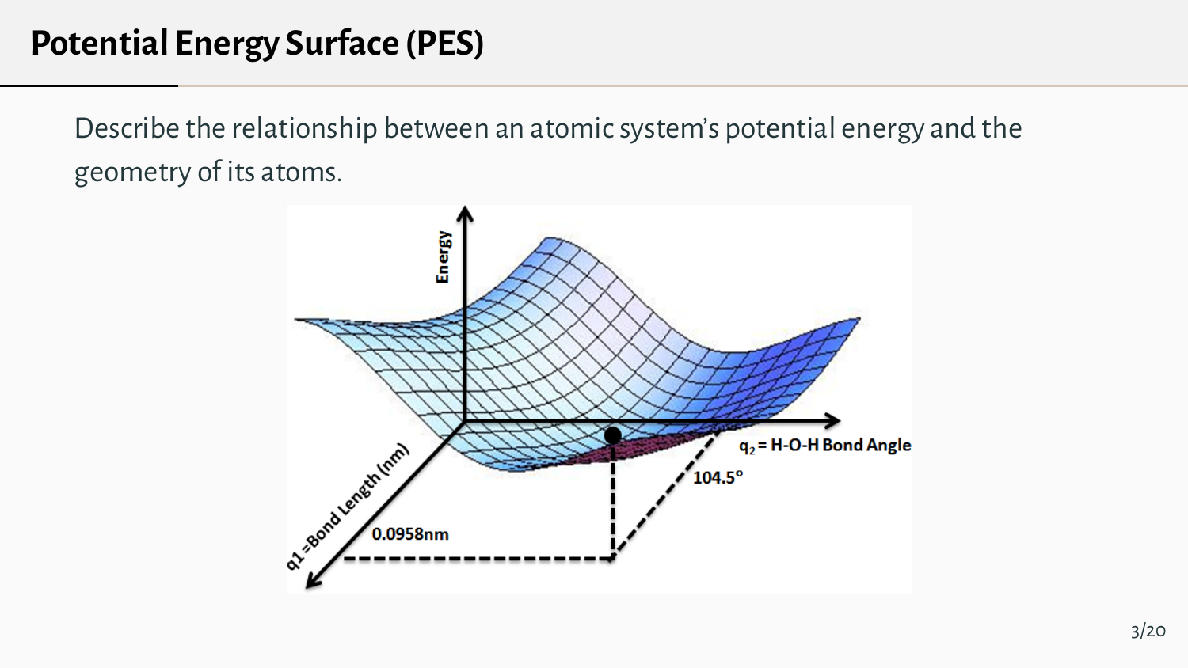# Potential Energy Surface (PES)

Describe the relationship between an atomic system's potential energy and the geometry of its atoms.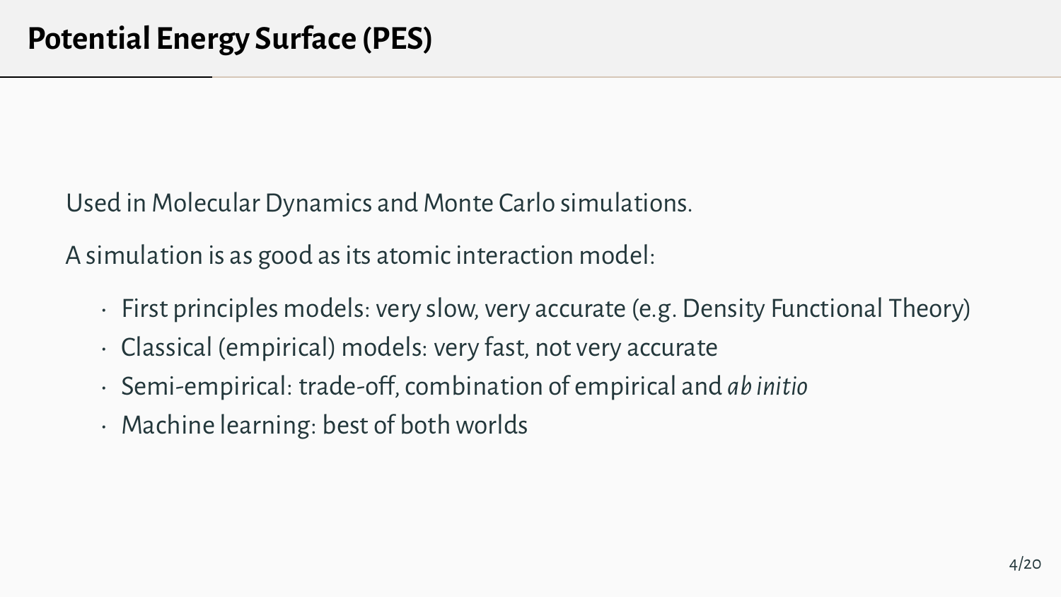# Potential Energy Surface (PES)

Used in Molecular Dynamics and Monte Carlo simulations.

A simulation is as good as its atomic interaction model:

- First principles models: very slow, very accurate (e.g. Density Functional Theory)
- Classical (empirical) models: very fast, not very accurate
- Semi-empirical: trade-off, combination of empirical and *ab initio*
- Machine learning: best of both worlds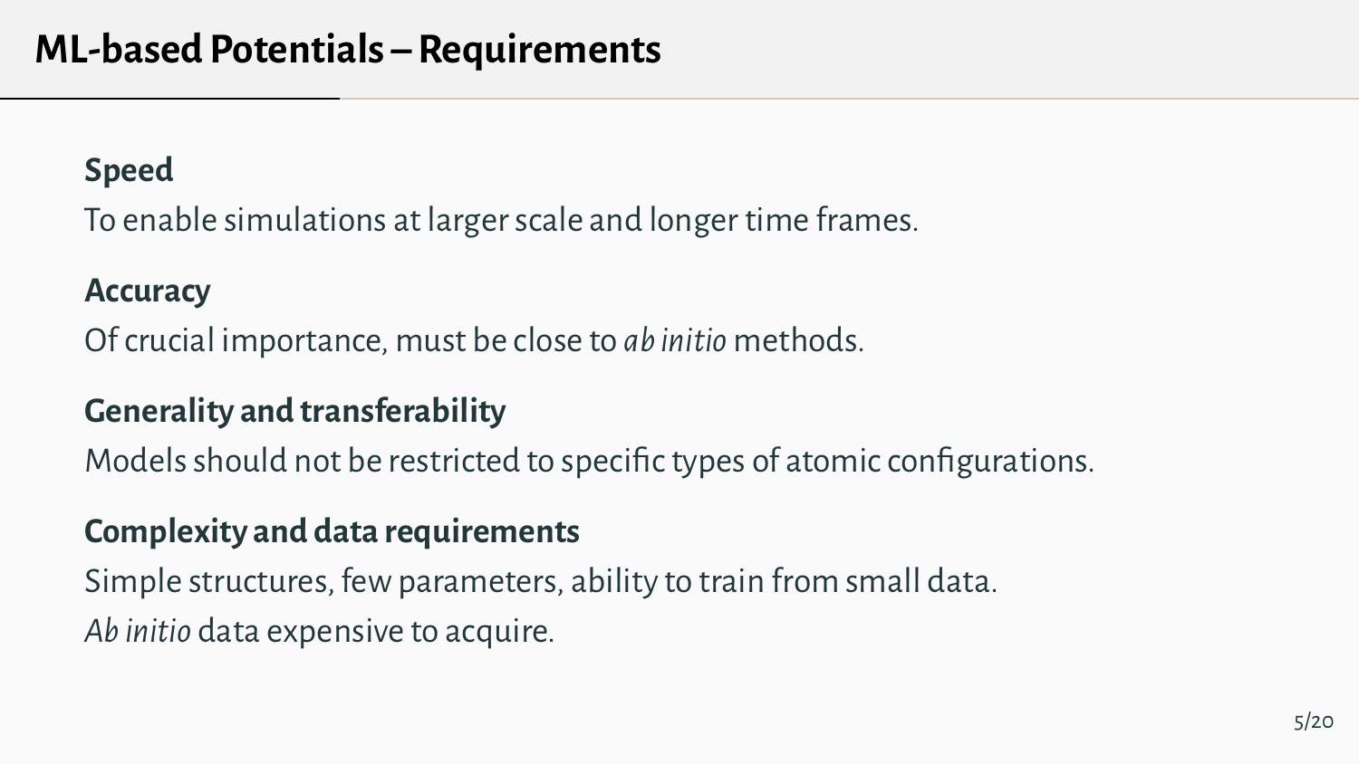# ML-based Potentials – Requirements

**Speed**

To enable simulations at larger scale and longer time frames.

**Accuracy**

Of crucial importance, must be close to *ab initio* methods.

**Generality and transferability**

Models should not be restricted to specific types of atomic configurations.

**Complexity and data requirements**

Simple structures, few parameters, ability to train from small data.

*Ab initio* data expensive to acquire.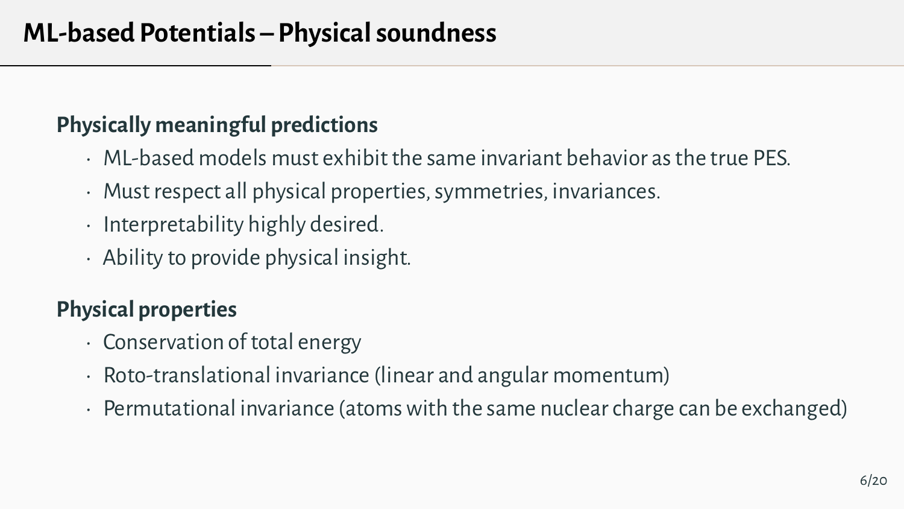# ML-based Potentials – Physical soundness

**Physically meaningful predictions**

- ML-based models must exhibit the same invariant behavior as the true PES.
- Must respect all physical properties, symmetries, invariances.
- Interpretability highly desired.
- Ability to provide physical insight.

**Physical properties**

- Conservation of total energy
- Roto-translational invariance (linear and angular momentum)
- Permutational invariance (atoms with the same nuclear charge can be exchanged)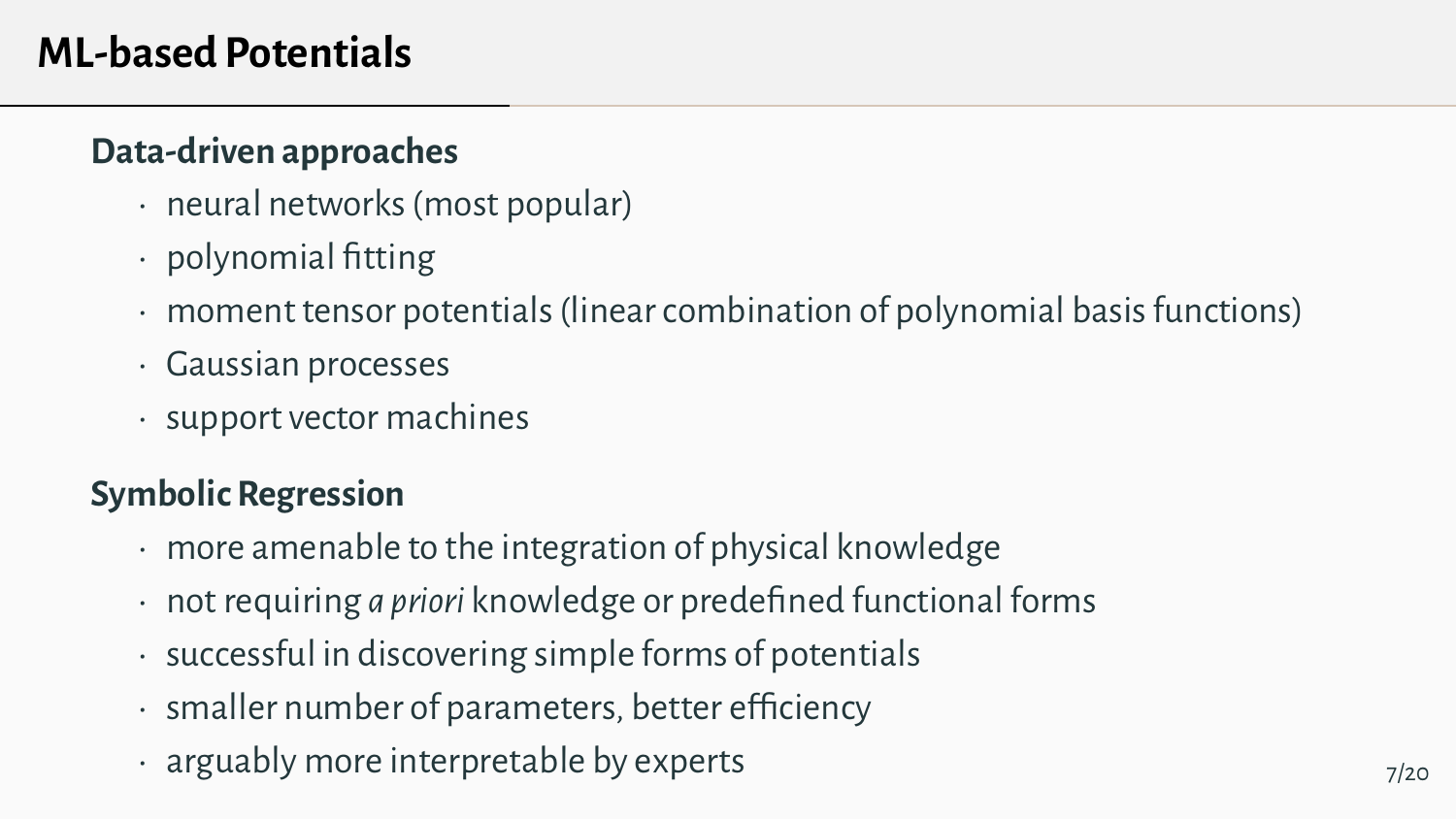# ML-based Potentials

## Data-driven approaches

- neural networks (most popular)
- polynomial fitting
- moment tensor potentials (linear combination of polynomial basis functions)
- Gaussian processes
- support vector machines

## Symbolic Regression

- more amenable to the integration of physical knowledge
- not requiring *a priori* knowledge or predefined functional forms
- successful in discovering simple forms of potentials
- smaller number of parameters, better efficiency
- arguably more interpretable by experts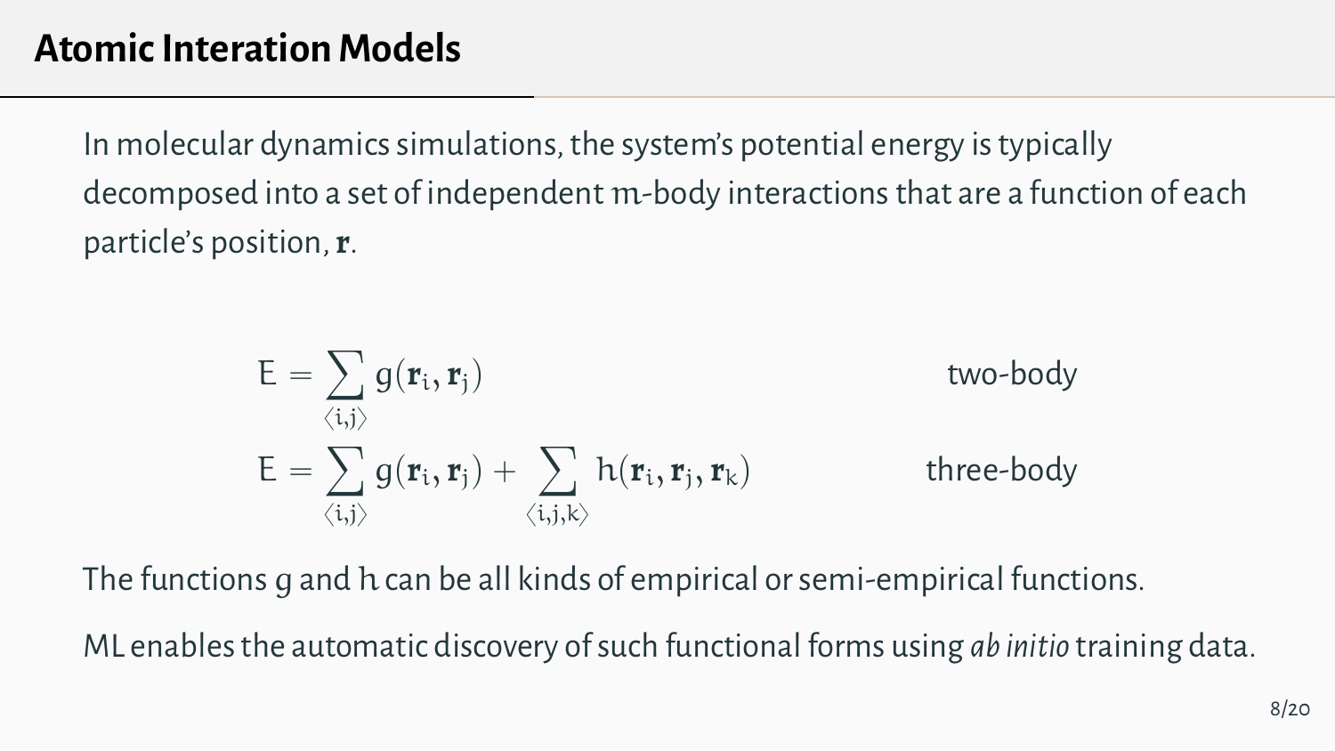# Atomic Interation Models

In molecular dynamics simulations, the system's potential energy is typically decomposed into a set of independent $m$-body interactions that are a function of each particle's position, $\mathbf{r}$.

$$E = \sum_{\langle i,j \rangle} g(\mathbf{r}_i, \mathbf{r}_j) \qquad \text{two-body}$$

$$E = \sum_{\langle i,j \rangle} g(\mathbf{r}_i, \mathbf{r}_j) + \sum_{\langle i,j,k \rangle} h(\mathbf{r}_i, \mathbf{r}_j, \mathbf{r}_k) \qquad \text{three-body}$$

The functions $g$ and $h$ can be all kinds of empirical or semi-empirical functions.

ML enables the automatic discovery of such functional forms using *ab initio* training data.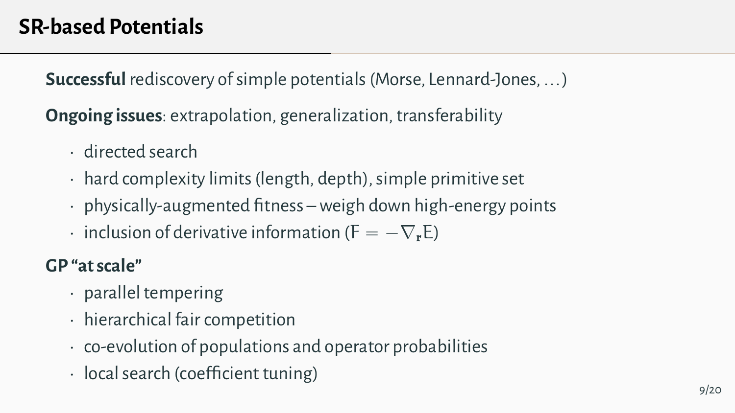# SR-based Potentials

**Successful** rediscovery of simple potentials (Morse, Lennard-Jones, ...)

**Ongoing issues**: extrapolation, generalization, transferability

- directed search
- hard complexity limits (length, depth), simple primitive set
- physically-augmented fitness – weigh down high-energy points
- inclusion of derivative information ($F = -\nabla_{\mathbf{r}} E$)

**GP "at scale"**

- parallel tempering
- hierarchical fair competition
- co-evolution of populations and operator probabilities
- local search (coefficient tuning)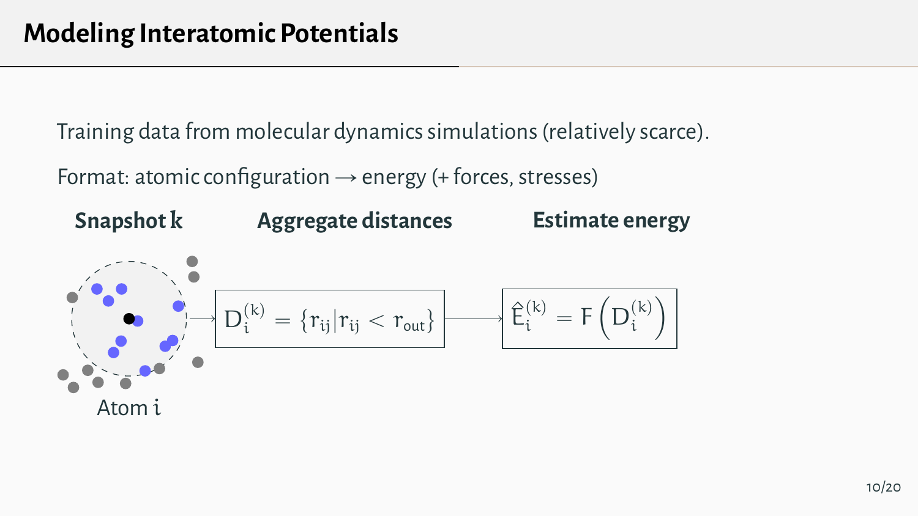# Modeling Interatomic Potentials

Training data from molecular dynamics simulations (relatively scarce).

Format: atomic configuration → energy (+ forces, stresses)

**Snapshot $k$** — **Aggregate distances** — **Estimate energy**

Atom $i$

$$D_i^{(k)} = \{r_{ij} | r_{ij} < r_{out}\} \longrightarrow \hat{E}_i^{(k)} = F\left(D_i^{(k)}\right)$$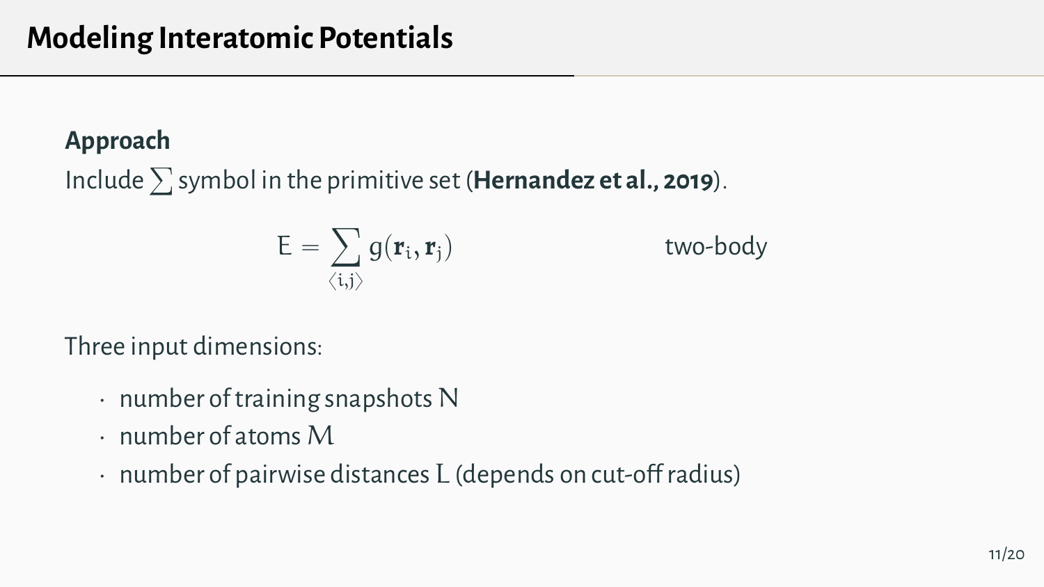# Modeling Interatomic Potentials

**Approach**

Include $\sum$ symbol in the primitive set (**Hernandez et al., 2019**).

$$E = \sum_{\langle i,j \rangle} g(\mathbf{r}_i, \mathbf{r}_j) \qquad \text{two-body}$$

Three input dimensions:

- number of training snapshots $N$
- number of atoms $M$
- number of pairwise distances $L$ (depends on cut-off radius)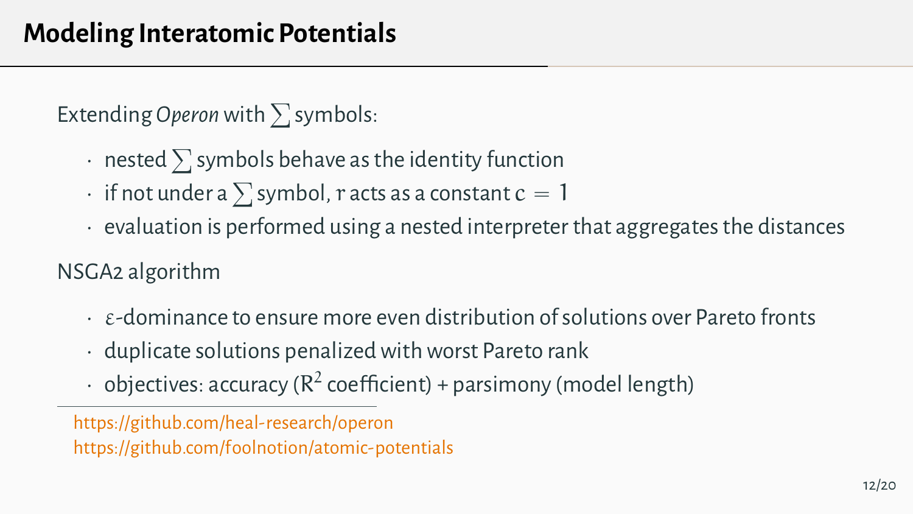# Modeling Interatomic Potentials

Extending *Operon* with $\sum$ symbols:

- nested $\sum$ symbols behave as the identity function
- if not under a $\sum$ symbol, $r$ acts as a constant $c = 1$
- evaluation is performed using a nested interpreter that aggregates the distances

NSGA2 algorithm

- $\varepsilon$-dominance to ensure more even distribution of solutions over Pareto fronts
- duplicate solutions penalized with worst Pareto rank
- objectives: accuracy ($R^2$ coefficient) + parsimony (model length)

---

https://github.com/heal-research/operon
https://github.com/foolnotion/atomic-potentials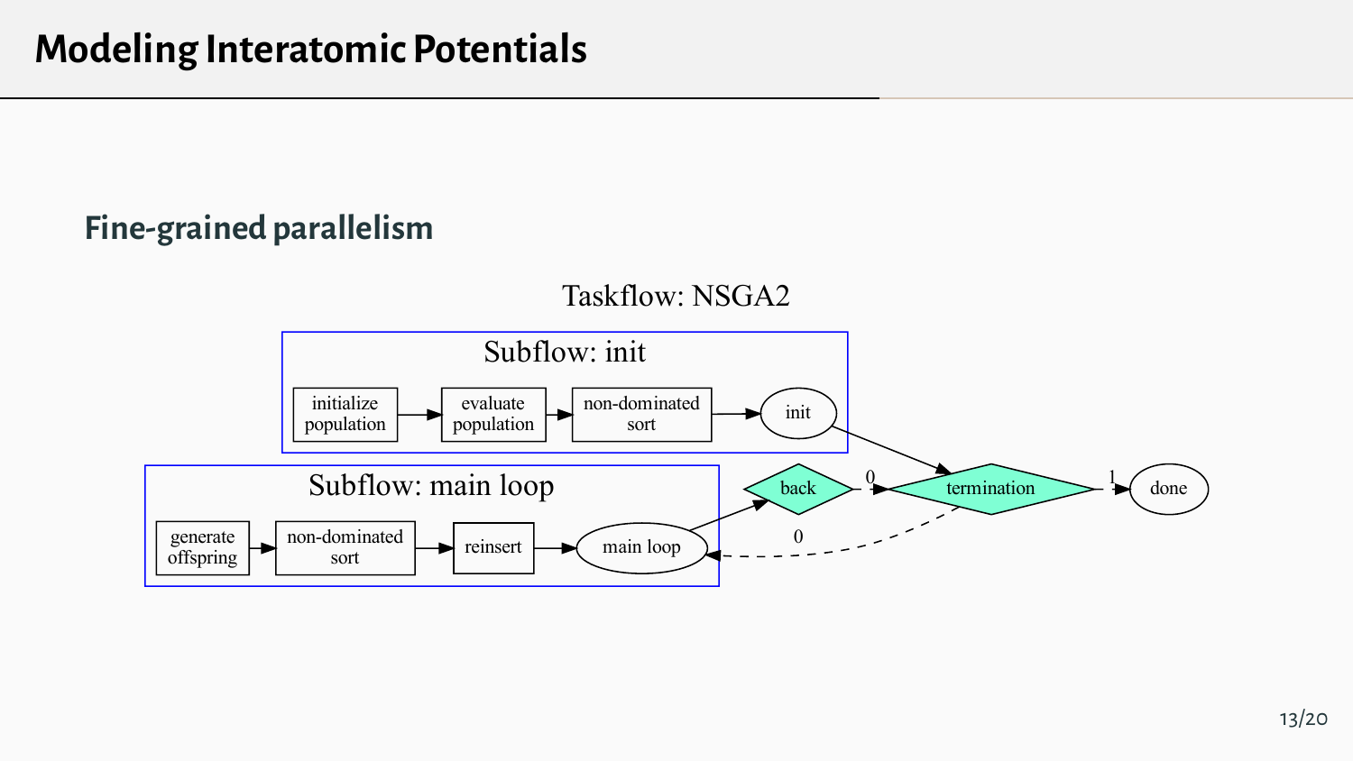# Modeling Interatomic Potentials

## Fine-grained parallelism

Taskflow: NSGA2

Subflow: init

initialize population → evaluate population → non-dominated sort → init

Subflow: main loop

generate offspring → non-dominated sort → reinsert → main loop

back, termination, done

0, 1, 0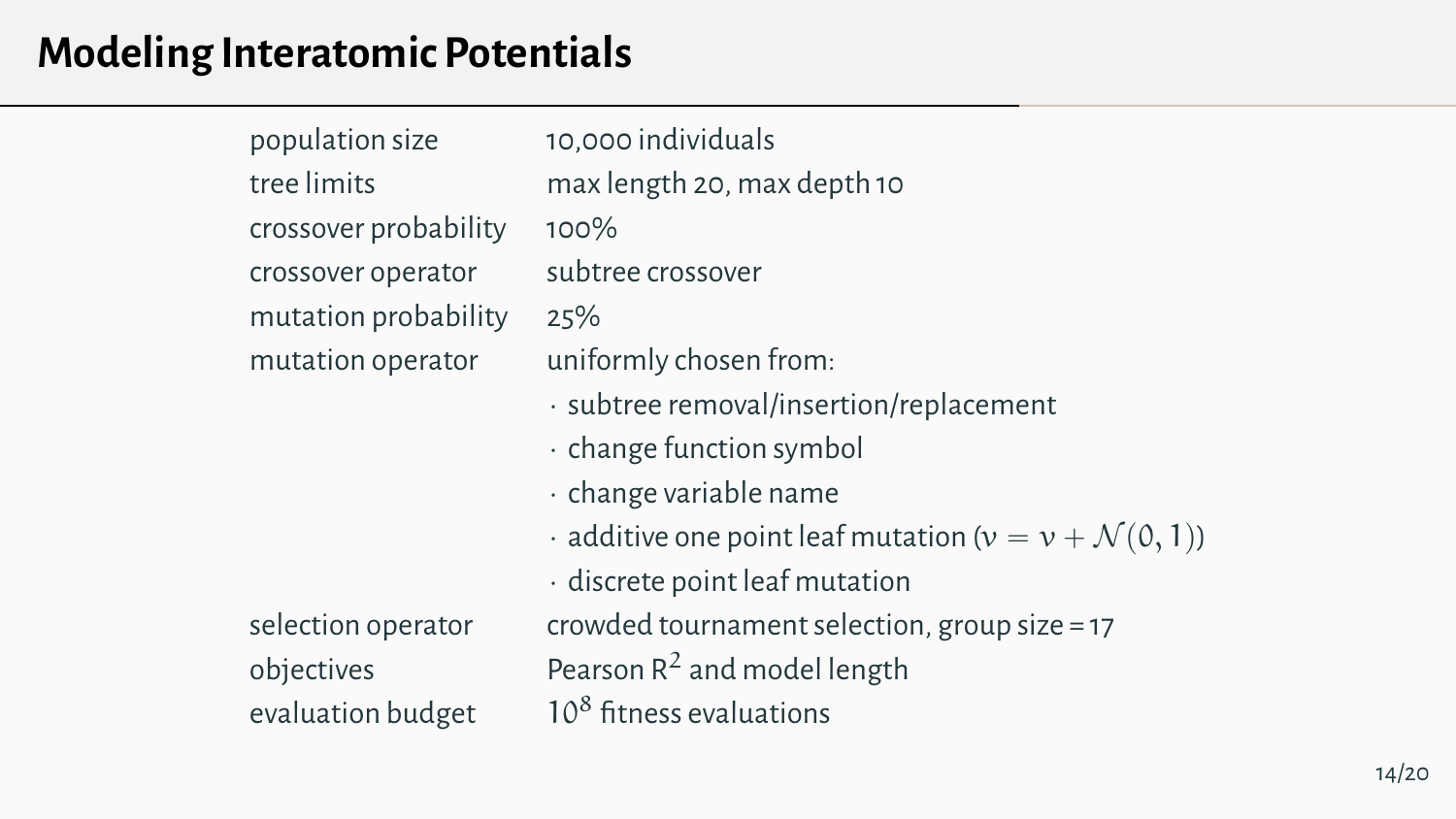# Modeling Interatomic Potentials

| | |
|---|---|
| population size | 10,000 individuals |
| tree limits | max length 20, max depth 10 |
| crossover probability | 100% |
| crossover operator | subtree crossover |
| mutation probability | 25% |
| mutation operator | uniformly chosen from: |
| | · subtree removal/insertion/replacement |
| | · change function symbol |
| | · change variable name |
| | · additive one point leaf mutation ($v = v + \mathcal{N}(0, 1)$) |
| | · discrete point leaf mutation |
| selection operator | crowded tournament selection, group size = 17 |
| objectives | Pearson $R^2$ and model length |
| evaluation budget | $10^8$ fitness evaluations |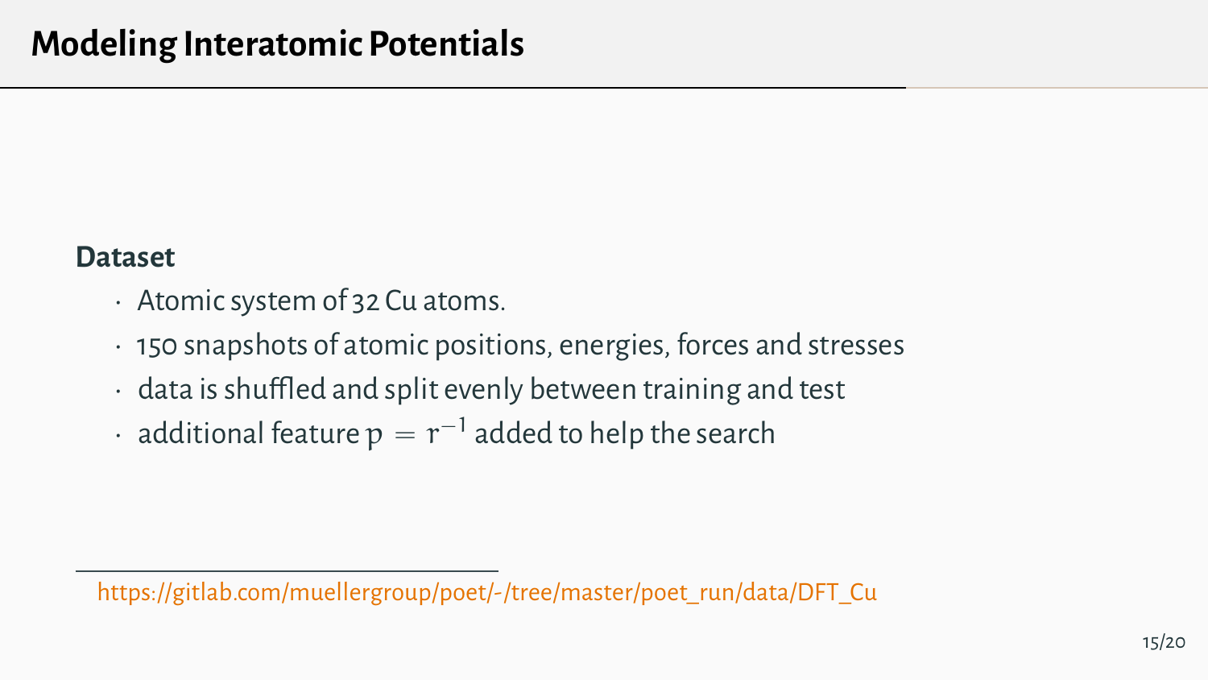# Modeling Interatomic Potentials

**Dataset**

- Atomic system of 32 Cu atoms.
- 150 snapshots of atomic positions, energies, forces and stresses
- data is shuffled and split evenly between training and test
- additional feature $p = r^{-1}$ added to help the search

https://gitlab.com/muellergroup/poet/-/tree/master/poet_run/data/DFT_Cu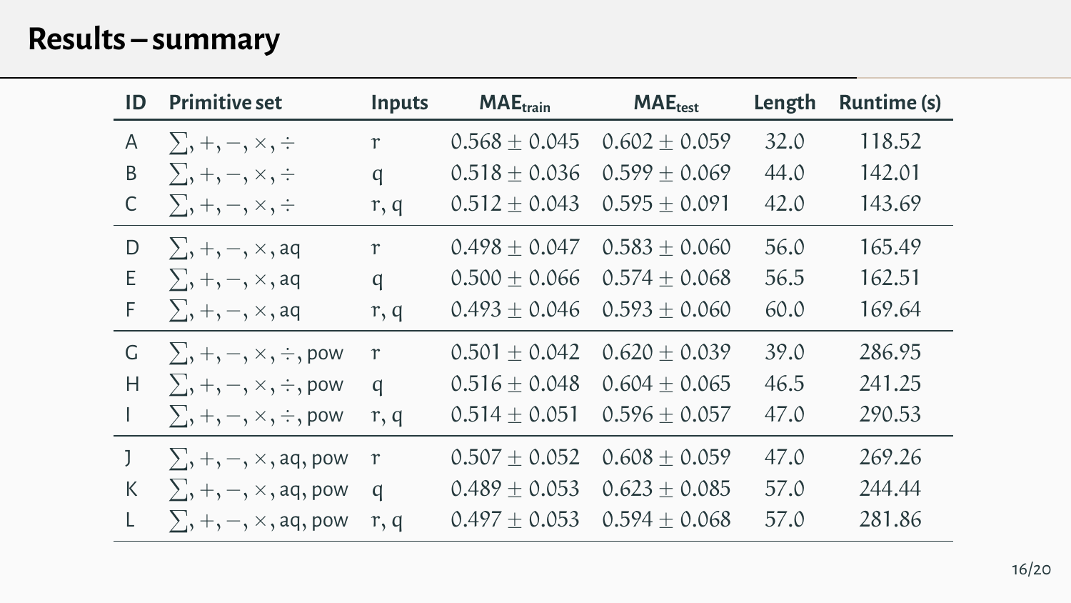# Results – summary

| ID | Primitive set | Inputs | $MAE_{train}$ | $MAE_{test}$ | Length | Runtime (s) |
|---|---|---|---|---|---|---|
| A | $\sum, +, -, \times, \div$ | r | $0.568 \pm 0.045$ | $0.602 \pm 0.059$ | 32.0 | 118.52 |
| B | $\sum, +, -, \times, \div$ | q | $0.518 \pm 0.036$ | $0.599 \pm 0.069$ | 44.0 | 142.01 |
| C | $\sum, +, -, \times, \div$ | r, q | $0.512 \pm 0.043$ | $0.595 \pm 0.091$ | 42.0 | 143.69 |
| D | $\sum, +, -, \times$, aq | r | $0.498 \pm 0.047$ | $0.583 \pm 0.060$ | 56.0 | 165.49 |
| E | $\sum, +, -, \times$, aq | q | $0.500 \pm 0.066$ | $0.574 \pm 0.068$ | 56.5 | 162.51 |
| F | $\sum, +, -, \times$, aq | r, q | $0.493 \pm 0.046$ | $0.593 \pm 0.060$ | 60.0 | 169.64 |
| G | $\sum, +, -, \times, \div$, pow | r | $0.501 \pm 0.042$ | $0.620 \pm 0.039$ | 39.0 | 286.95 |
| H | $\sum, +, -, \times, \div$, pow | q | $0.516 \pm 0.048$ | $0.604 \pm 0.065$ | 46.5 | 241.25 |
| I | $\sum, +, -, \times, \div$, pow | r, q | $0.514 \pm 0.051$ | $0.596 \pm 0.057$ | 47.0 | 290.53 |
| J | $\sum, +, -, \times$, aq, pow | r | $0.507 \pm 0.052$ | $0.608 \pm 0.059$ | 47.0 | 269.26 |
| K | $\sum, +, -, \times$, aq, pow | q | $0.489 \pm 0.053$ | $0.623 \pm 0.085$ | 57.0 | 244.44 |
| L | $\sum, +, -, \times$, aq, pow | r, q | $0.497 \pm 0.053$ | $0.594 \pm 0.068$ | 57.0 | 281.86 |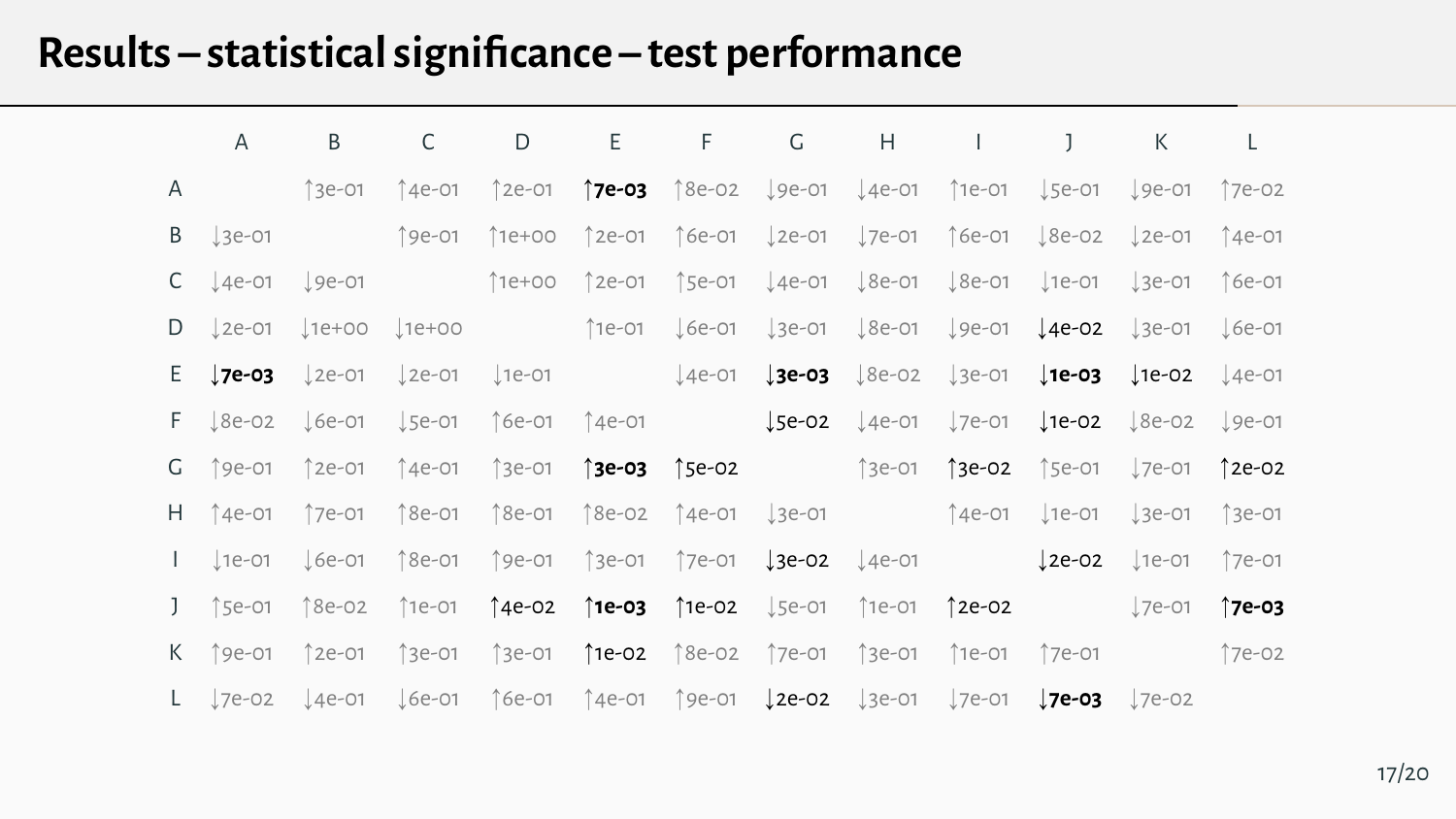# Results – statistical significance – test performance

| | A | B | C | D | E | F | G | H | I | J | K | L |
|---|---|---|---|---|---|---|---|---|---|---|---|---|
| A | | ↑3e-01 | ↑4e-01 | ↑2e-01 | **↑7e-03** | ↑8e-02 | ↓9e-01 | ↓4e-01 | ↑1e-01 | ↓5e-01 | ↓9e-01 | ↑7e-02 |
| B | ↓3e-01 | | ↑9e-01 | ↑1e+00 | ↑2e-01 | ↑6e-01 | ↓2e-01 | ↓7e-01 | ↑6e-01 | ↓8e-02 | ↓2e-01 | ↑4e-01 |
| C | ↓4e-01 | ↓9e-01 | | ↑1e+00 | ↑2e-01 | ↑5e-01 | ↓4e-01 | ↓8e-01 | ↓8e-01 | ↓1e-01 | ↓3e-01 | ↑6e-01 |
| D | ↓2e-01 | ↓1e+00 | ↓1e+00 | | ↑1e-01 | ↓6e-01 | ↓3e-01 | ↓8e-01 | ↓9e-01 | ↓4e-02 | ↓3e-01 | ↓6e-01 |
| E | **↓7e-03** | ↓2e-01 | ↓2e-01 | ↓1e-01 | | ↓4e-01 | **↓3e-03** | ↓8e-02 | ↓3e-01 | **↓1e-03** | ↓1e-02 | ↓4e-01 |
| F | ↓8e-02 | ↓6e-01 | ↓5e-01 | ↑6e-01 | ↑4e-01 | | ↓5e-02 | ↓4e-01 | ↓7e-01 | ↓1e-02 | ↓8e-02 | ↓9e-01 |
| G | ↑9e-01 | ↑2e-01 | ↑4e-01 | ↑3e-01 | **↑3e-03** | ↑5e-02 | | ↑3e-01 | ↑3e-02 | ↑5e-01 | ↓7e-01 | ↑2e-02 |
| H | ↑4e-01 | ↑7e-01 | ↑8e-01 | ↑8e-01 | ↑8e-02 | ↑4e-01 | ↓3e-01 | | ↑4e-01 | ↓1e-01 | ↓3e-01 | ↑3e-01 |
| I | ↓1e-01 | ↓6e-01 | ↑8e-01 | ↑9e-01 | ↑3e-01 | ↑7e-01 | ↓3e-02 | ↓4e-01 | | ↓2e-02 | ↓1e-01 | ↑7e-01 |
| J | ↑5e-01 | ↑8e-02 | ↑1e-01 | ↑4e-02 | **↑1e-03** | ↑1e-02 | ↓5e-01 | ↑1e-01 | ↑2e-02 | | ↓7e-01 | **↑7e-03** |
| K | ↑9e-01 | ↑2e-01 | ↑3e-01 | ↑3e-01 | ↑1e-02 | ↑8e-02 | ↑7e-01 | ↑3e-01 | ↑1e-01 | ↑7e-01 | | ↑7e-02 |
| L | ↓7e-02 | ↓4e-01 | ↓6e-01 | ↑6e-01 | ↑4e-01 | ↑9e-01 | ↓2e-02 | ↓3e-01 | ↓7e-01 | **↓7e-03** | ↓7e-02 | |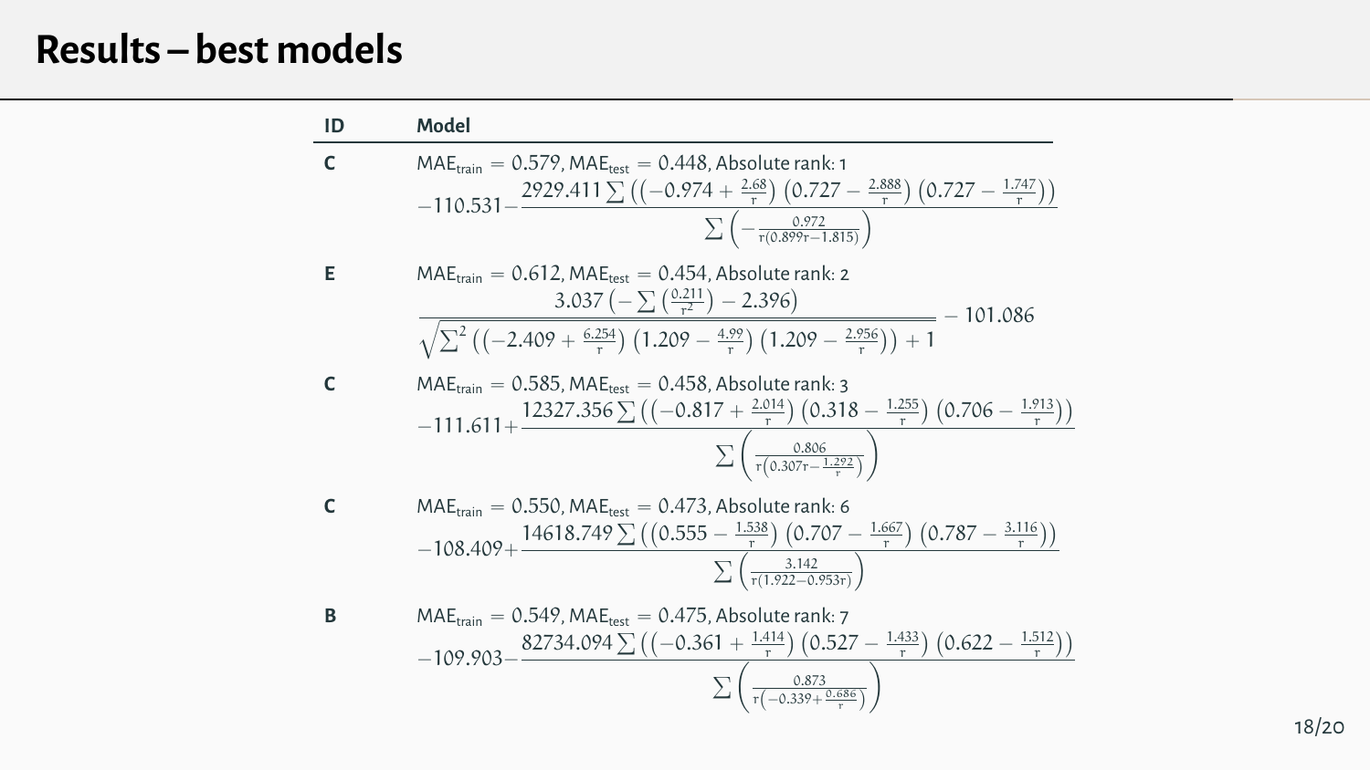# Results – best models

| ID | Model |
| --- | --- |
| C | $\text{MAE}_{\text{train}} = 0.579$, $\text{MAE}_{\text{test}} = 0.448$, Absolute rank: 1 <br> $-110.531 - \frac{2929.411 \sum \left( \left(-0.974 + \frac{2.68}{r}\right) \left(0.727 - \frac{2.888}{r}\right) \left(0.727 - \frac{1.747}{r}\right) \right)}{\sum \left( -\frac{0.972}{r(0.899r - 1.815)} \right)}$ |
| E | $\text{MAE}_{\text{train}} = 0.612$, $\text{MAE}_{\text{test}} = 0.454$, Absolute rank: 2 <br> $\frac{3.037 \left( -\sum \left( \frac{0.211}{r^2} \right) - 2.396 \right)}{\sqrt{\sum^2 \left( \left(-2.409 + \frac{6.254}{r}\right) \left(1.209 - \frac{4.99}{r}\right) \left(1.209 - \frac{2.956}{r}\right) \right) + 1}} - 101.086$ |
| C | $\text{MAE}_{\text{train}} = 0.585$, $\text{MAE}_{\text{test}} = 0.458$, Absolute rank: 3 <br> $-111.611 + \frac{12327.356 \sum \left( \left(-0.817 + \frac{2.014}{r}\right) \left(0.318 - \frac{1.255}{r}\right) \left(0.706 - \frac{1.913}{r}\right) \right)}{\sum \left( \frac{0.806}{r\left(0.307r - \frac{1.292}{r}\right)} \right)}$ |
| C | $\text{MAE}_{\text{train}} = 0.550$, $\text{MAE}_{\text{test}} = 0.473$, Absolute rank: 6 <br> $-108.409 + \frac{14618.749 \sum \left( \left(0.555 - \frac{1.538}{r}\right) \left(0.707 - \frac{1.667}{r}\right) \left(0.787 - \frac{3.116}{r}\right) \right)}{\sum \left( \frac{3.142}{r(1.922 - 0.953r)} \right)}$ |
| B | $\text{MAE}_{\text{train}} = 0.549$, $\text{MAE}_{\text{test}} = 0.475$, Absolute rank: 7 <br> $-109.903 - \frac{82734.094 \sum \left( \left(-0.361 + \frac{1.414}{r}\right) \left(0.527 - \frac{1.433}{r}\right) \left(0.622 - \frac{1.512}{r}\right) \right)}{\sum \left( \frac{0.873}{r\left(-0.339 + \frac{0.686}{r}\right)} \right)}$ |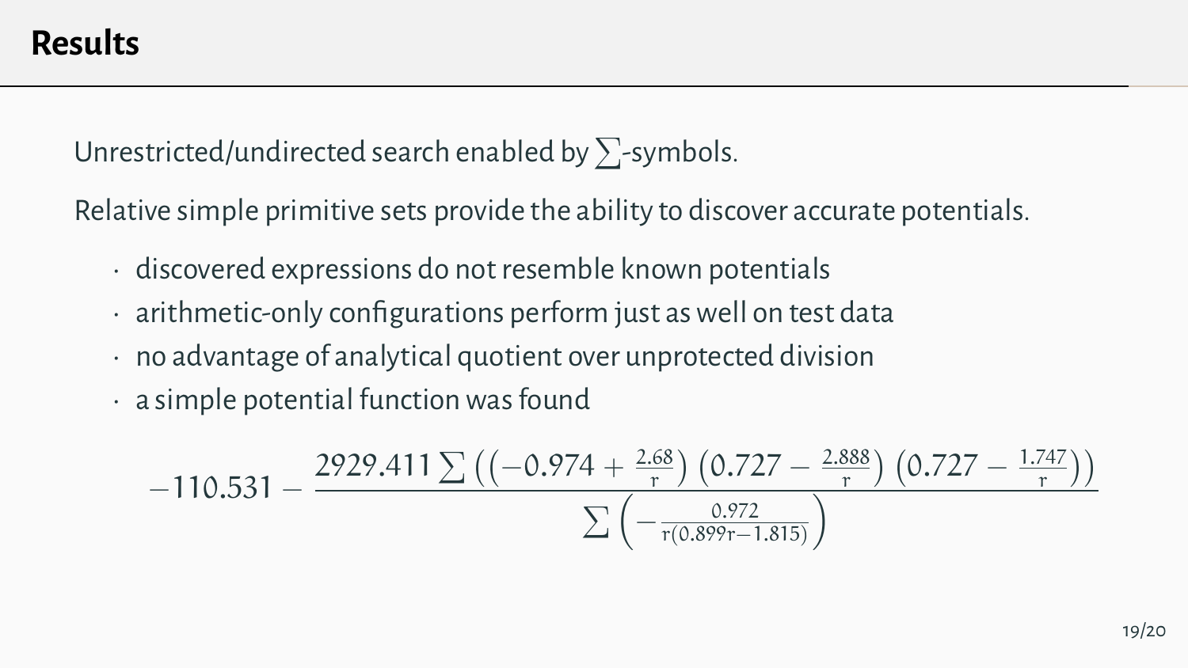# Results

Unrestricted/undirected search enabled by $\sum$-symbols.

Relative simple primitive sets provide the ability to discover accurate potentials.

- discovered expressions do not resemble known potentials
- arithmetic-only configurations perform just as well on test data
- no advantage of analytical quotient over unprotected division
- a simple potential function was found

$$-110.531 - \frac{2929.411 \sum \left( \left(-0.974 + \frac{2.68}{r}\right) \left(0.727 - \frac{2.888}{r}\right) \left(0.727 - \frac{1.747}{r}\right) \right)}{\sum \left( -\frac{0.972}{r(0.899r - 1.815)} \right)}$$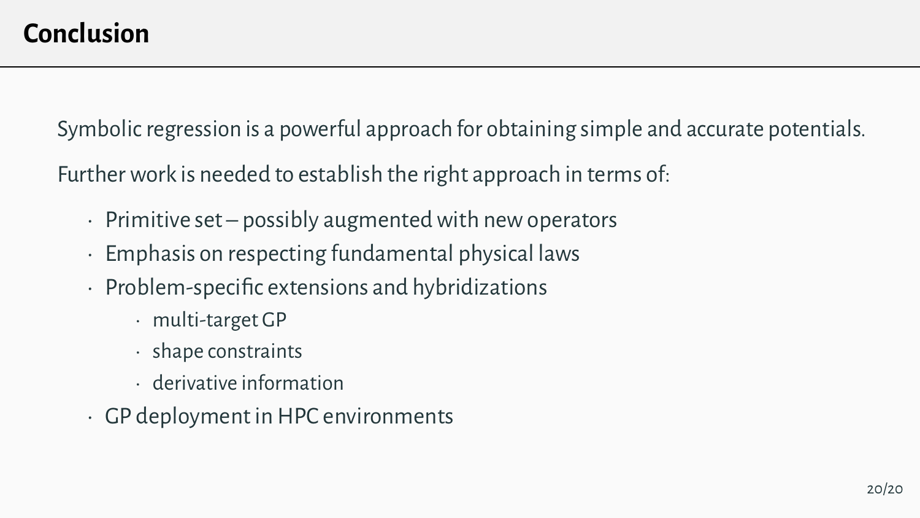# Conclusion

Symbolic regression is a powerful approach for obtaining simple and accurate potentials.

Further work is needed to establish the right approach in terms of:

- Primitive set – possibly augmented with new operators
- Emphasis on respecting fundamental physical laws
- Problem-specific extensions and hybridizations
    - multi-target GP
    - shape constraints
    - derivative information
- GP deployment in HPC environments